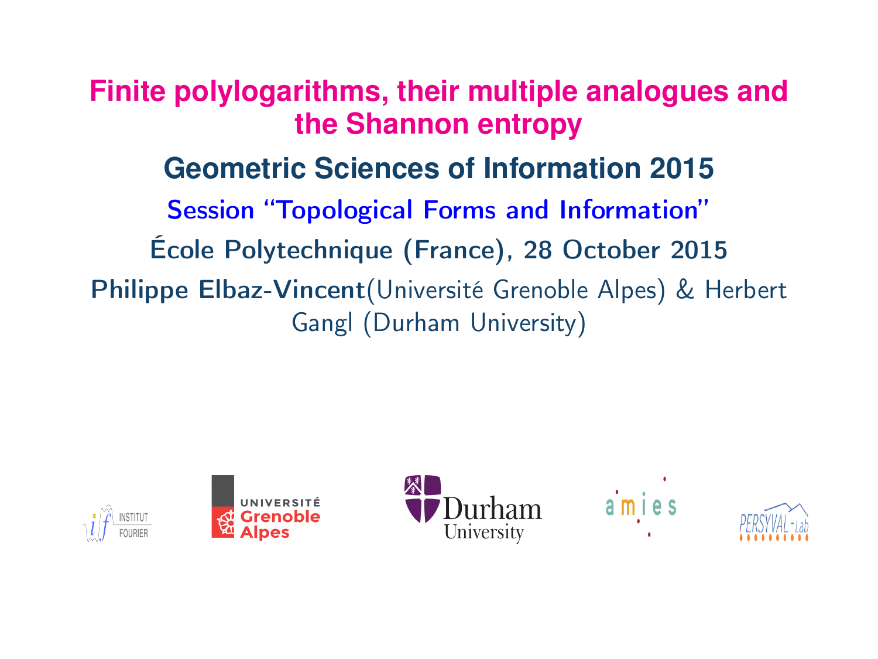# Finite polylogarithms, their multiple analogues and the Shannon entropy

## Geometric Sciences of Information 2015

Session "Topological Forms and Information"

École Polytechnique (France), 28 October 2015

**Philippe Elbaz-Vincent**(Université Grenoble Alpes) & Herbert Gangl (Durham University)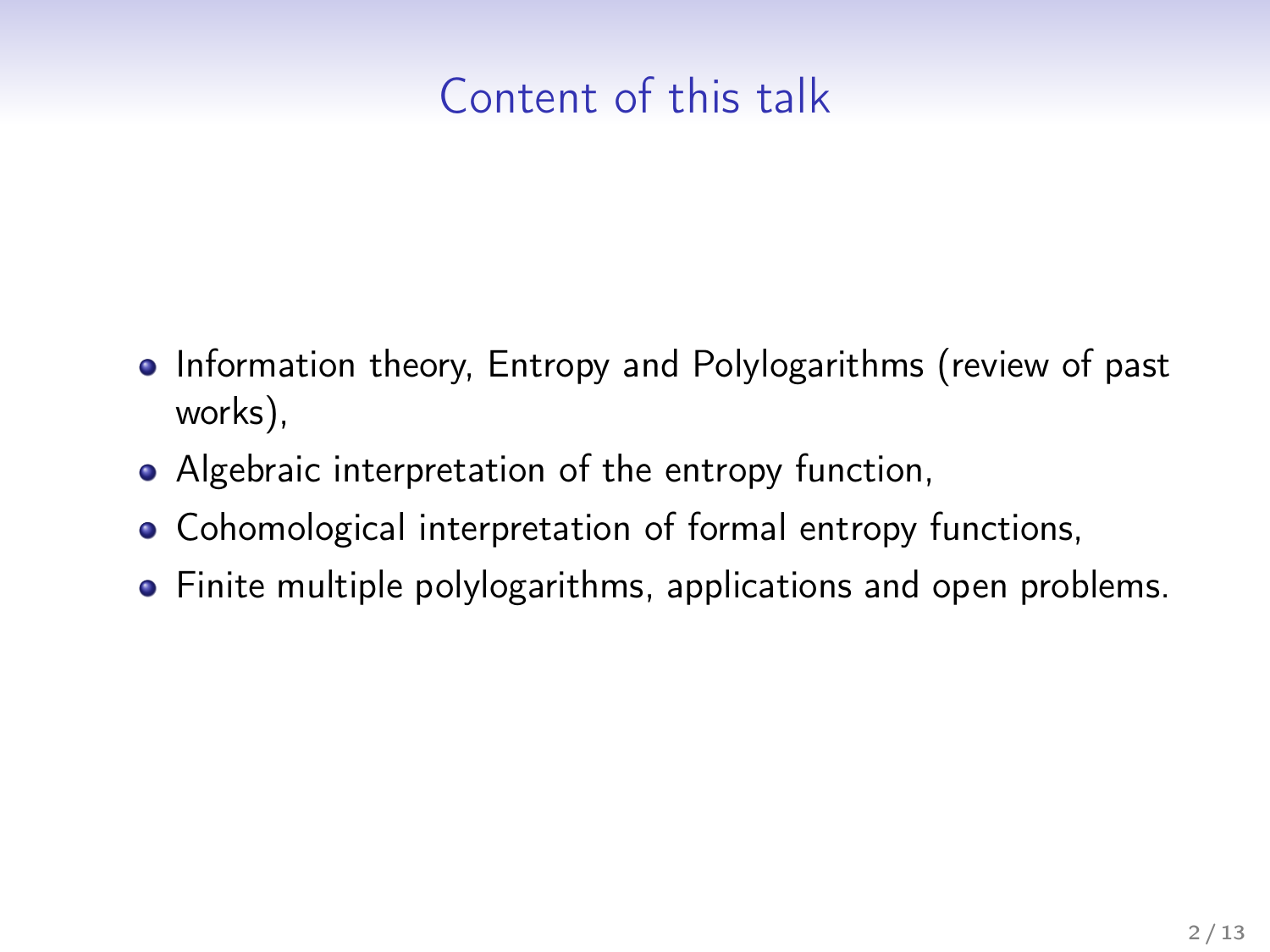# Content of this talk

- Information theory, Entropy and Polylogarithms (review of past works),
- Algebraic interpretation of the entropy function,
- Cohomological interpretation of formal entropy functions,
- Finite multiple polylogarithms, applications and open problems.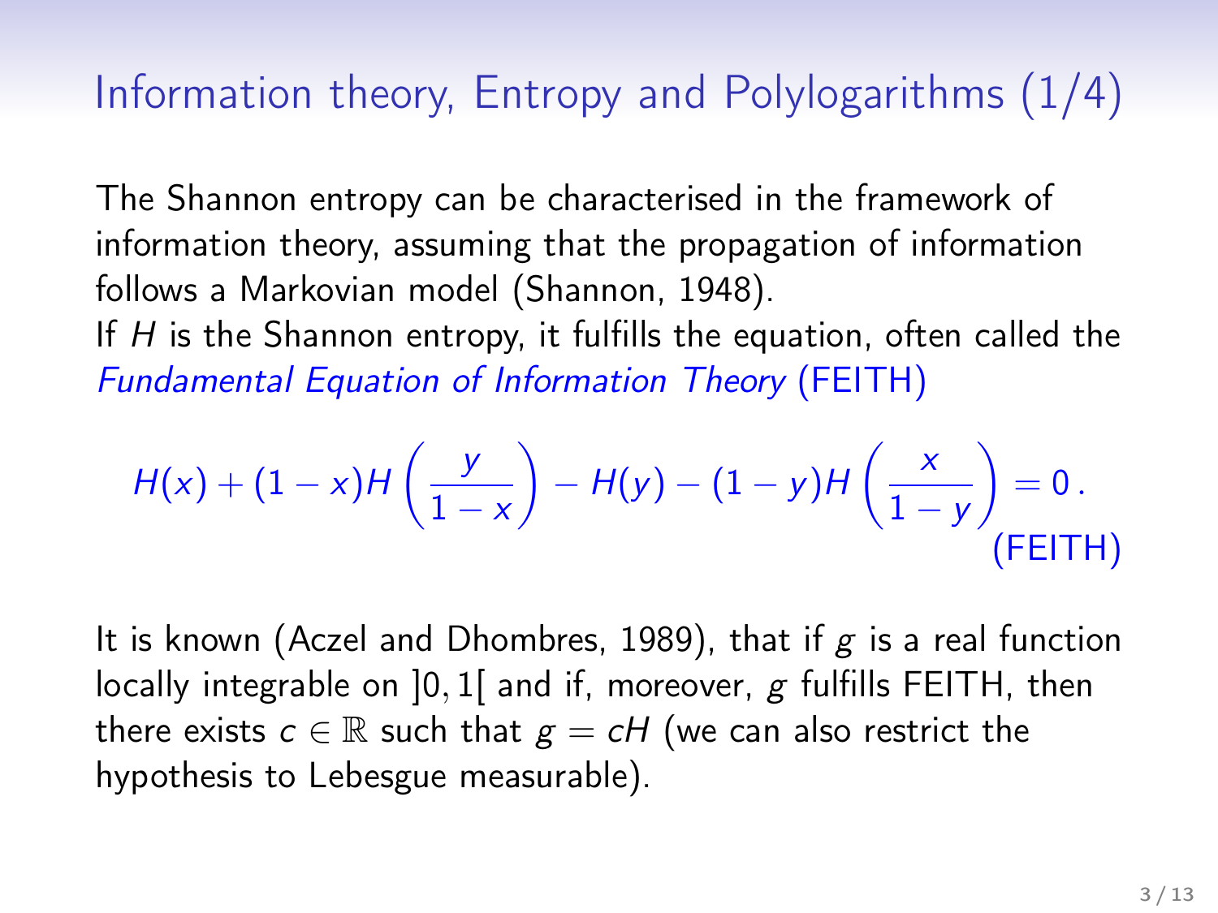# Information theory, Entropy and Polylogarithms (1/4)

The Shannon entropy can be characterised in the framework of information theory, assuming that the propagation of information follows a Markovian model (Shannon, 1948).
If $H$ is the Shannon entropy, it fulfills the equation, often called the *Fundamental Equation of Information Theory* (FEITH)

$$H(x) + (1-x)H\left(\frac{y}{1-x}\right) - H(y) - (1-y)H\left(\frac{x}{1-y}\right) = 0 \,. \tag{FEITH}$$

It is known (Aczel and Dhombres, 1989), that if $g$ is a real function locally integrable on $]0,1[$ and if, moreover, $g$ fulfills FEITH, then there exists $c \in \mathbb{R}$ such that $g = cH$ (we can also restrict the hypothesis to Lebesgue measurable).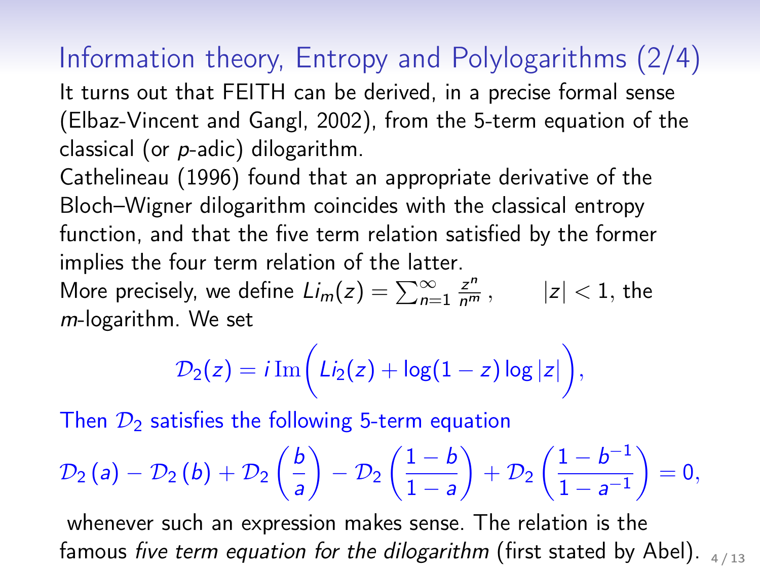# Information theory, Entropy and Polylogarithms (2/4)

It turns out that FEITH can be derived, in a precise formal sense (Elbaz-Vincent and Gangl, 2002), from the 5-term equation of the classical (or $p$-adic) dilogarithm.

Cathelineau (1996) found that an appropriate derivative of the Bloch–Wigner dilogarithm coincides with the classical entropy function, and that the five term relation satisfied by the former implies the four term relation of the latter.

More precisely, we define $Li_m(z) = \sum_{n=1}^{\infty} \frac{z^n}{n^m}$, $\qquad |z| < 1$, the $m$-logarithm. We set

$$\mathcal{D}_2(z) = i\,\mathrm{Im}\Big(Li_2(z) + \log(1-z)\log|z|\Big),$$

Then $\mathcal{D}_2$ satisfies the following 5-term equation

$$\mathcal{D}_2\left(a\right) - \mathcal{D}_2\left(b\right) + \mathcal{D}_2\left(\frac{b}{a}\right) - \mathcal{D}_2\left(\frac{1-b}{1-a}\right) + \mathcal{D}_2\left(\frac{1-b^{-1}}{1-a^{-1}}\right) = 0,$$

whenever such an expression makes sense. The relation is the famous *five term equation for the dilogarithm* (first stated by Abel).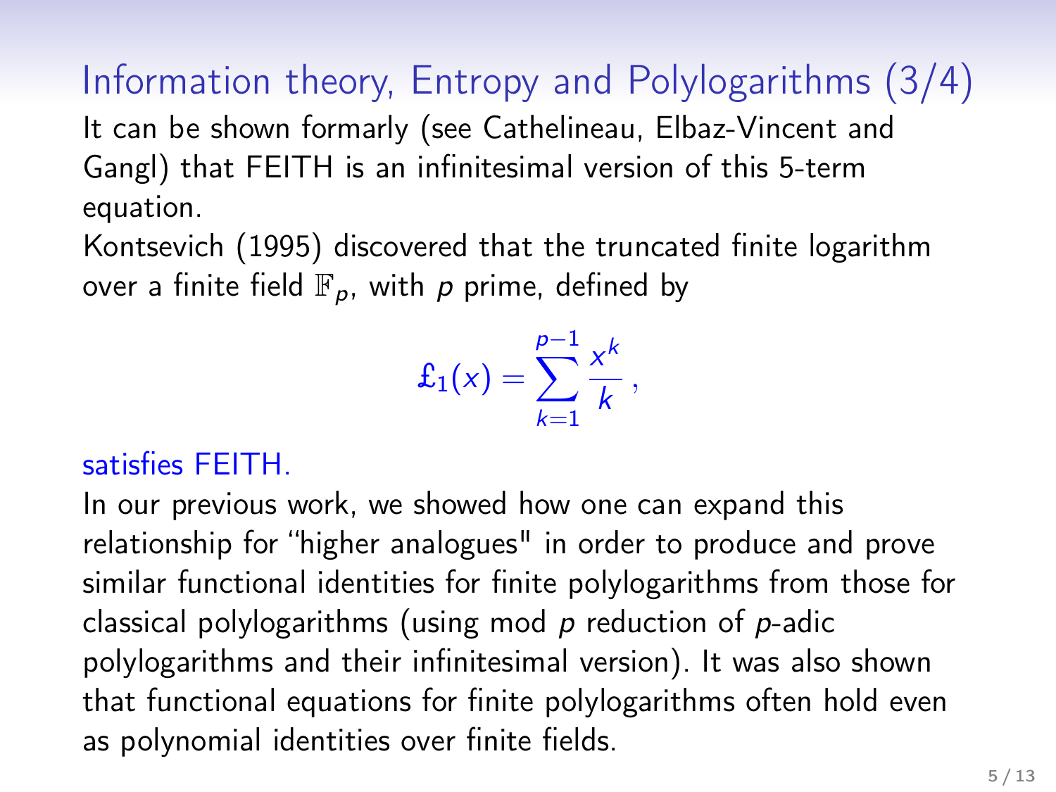# Information theory, Entropy and Polylogarithms (3/4)

It can be shown formarly (see Cathelineau, Elbaz-Vincent and Gangl) that FEITH is an infinitesimal version of this 5-term equation.

Kontsevich (1995) discovered that the truncated finite logarithm over a finite field $\mathbb{F}_p$, with $p$ prime, defined by

$$£_1(x) = \sum_{k=1}^{p-1} \frac{x^k}{k},$$

satisfies FEITH.

In our previous work, we showed how one can expand this relationship for "higher analogues" in order to produce and prove similar functional identities for finite polylogarithms from those for classical polylogarithms (using mod $p$ reduction of $p$-adic polylogarithms and their infinitesimal version). It was also shown that functional equations for finite polylogarithms often hold even as polynomial identities over finite fields.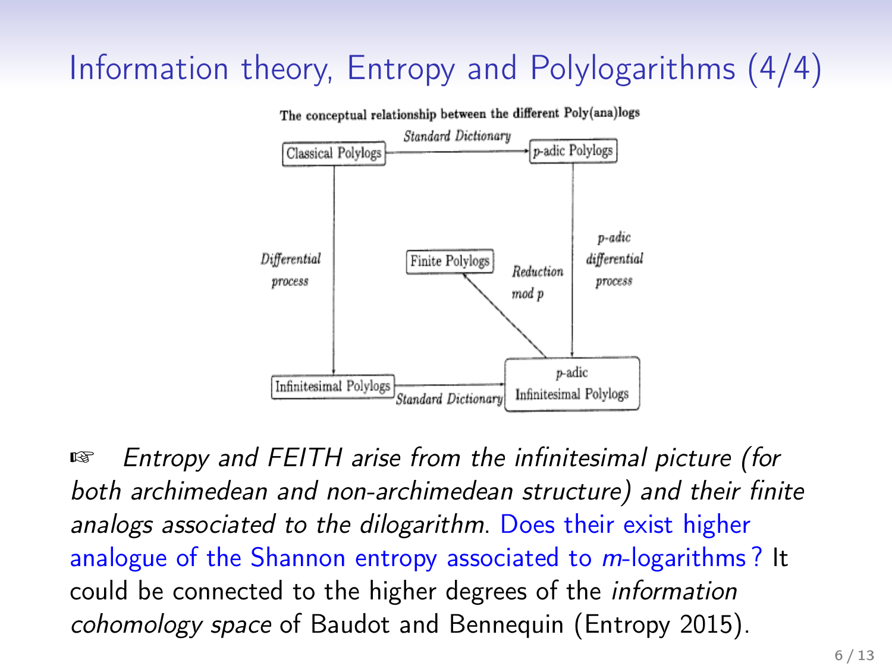# Information theory, Entropy and Polylogarithms (4/4)

**The conceptual relationship between the different Poly(ana)logs**

Classical Polylogs —*Standard Dictionary*→ p-adic Polylogs

Classical Polylogs —*Differential process*→ Infinitesimal Polylogs

p-adic Polylogs —*p-adic differential process*→ p-adic Infinitesimal Polylogs

Infinitesimal Polylogs —*Standard Dictionary*→ p-adic Infinitesimal Polylogs

p-adic Infinitesimal Polylogs —*Reduction mod p*→ Finite Polylogs

☞ *Entropy and FEITH arise from the infinitesimal picture (for both archimedean and non-archimedean structure) and their finite analogs associated to the dilogarithm.* Does their exist higher analogue of the Shannon entropy associated to $m$-logarithms ? It could be connected to the higher degrees of the *information cohomology space* of Baudot and Bennequin (Entropy 2015).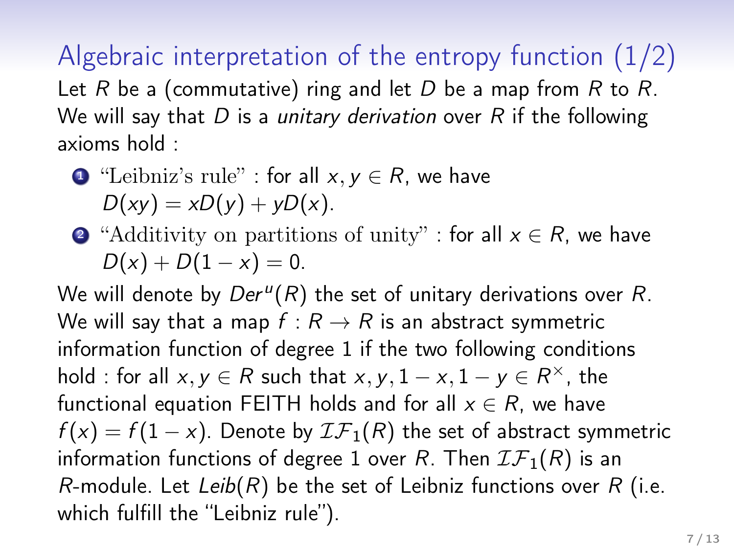## Algebraic interpretation of the entropy function (1/2)

Let $R$ be a (commutative) ring and let $D$ be a map from $R$ to $R$. We will say that $D$ is a *unitary derivation* over $R$ if the following axioms hold :

1. "Leibniz's rule" : for all $x, y \in R$, we have $D(xy) = xD(y) + yD(x)$.
2. "Additivity on partitions of unity" : for all $x \in R$, we have $D(x) + D(1-x) = 0$.

We will denote by $Der^u(R)$ the set of unitary derivations over $R$. We will say that a map $f : R \to R$ is an abstract symmetric information function of degree 1 if the two following conditions hold : for all $x, y \in R$ such that $x, y, 1-x, 1-y \in R^\times$, the functional equation FEITH holds and for all $x \in R$, we have $f(x) = f(1-x)$. Denote by $\mathcal{IF}_1(R)$ the set of abstract symmetric information functions of degree 1 over $R$. Then $\mathcal{IF}_1(R)$ is an $R$-module. Let $Leib(R)$ be the set of Leibniz functions over $R$ (i.e. which fulfill the "Leibniz rule").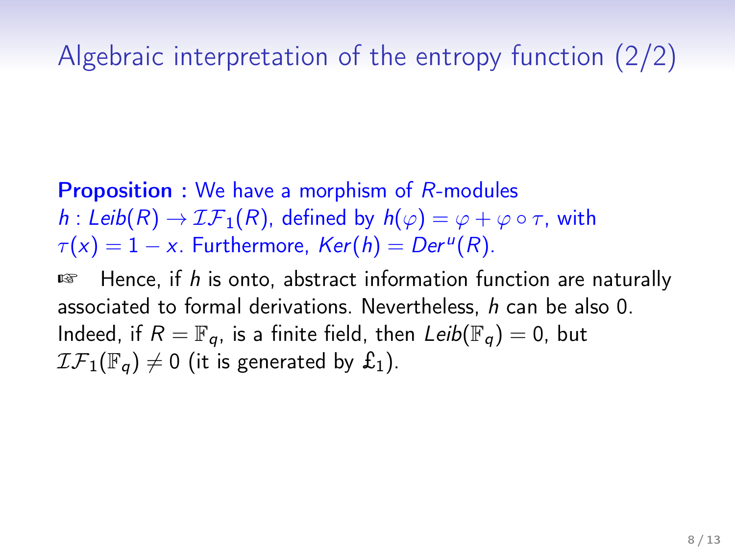# Algebraic interpretation of the entropy function (2/2)

**Proposition :** We have a morphism of $R$-modules $h : Leib(R) \to \mathcal{IF}_1(R)$, defined by $h(\varphi) = \varphi + \varphi \circ \tau$, with $\tau(x) = 1 - x$. Furthermore, $Ker(h) = Der^u(R)$.

☞ Hence, if $h$ is onto, abstract information function are naturally associated to formal derivations. Nevertheless, $h$ can be also 0. Indeed, if $R = \mathbb{F}_q$, is a finite field, then $Leib(\mathbb{F}_q) = 0$, but $\mathcal{IF}_1(\mathbb{F}_q) \neq 0$ (it is generated by $\pounds_1$).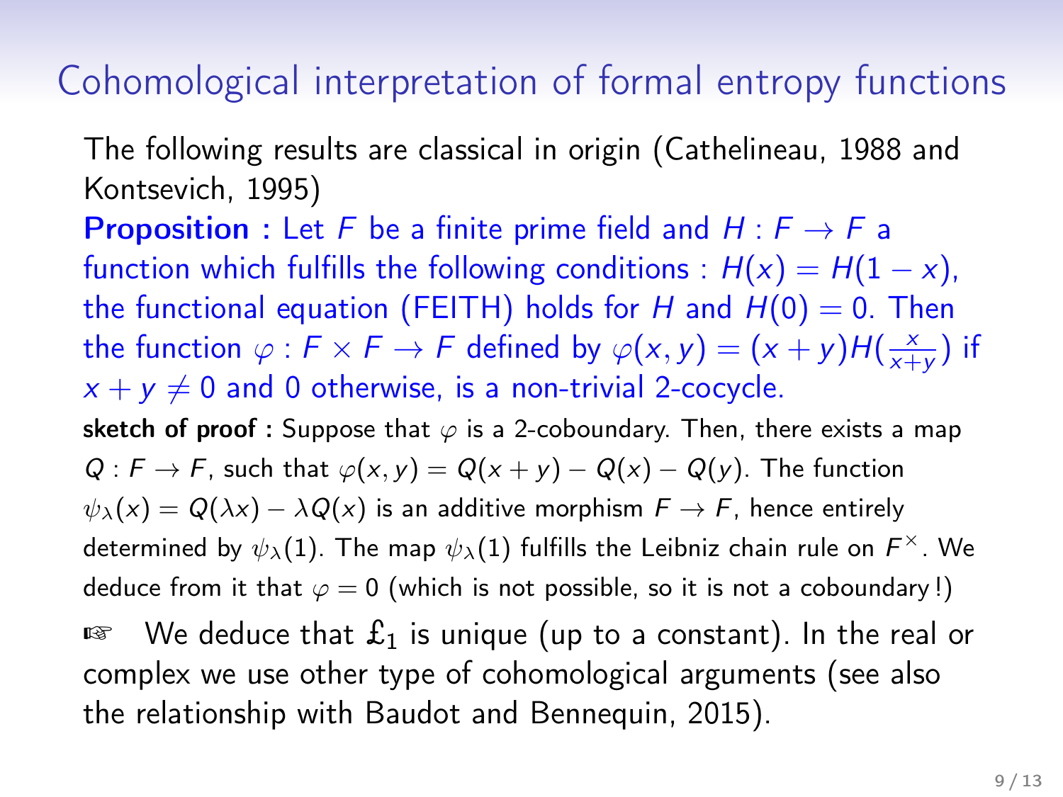# Cohomological interpretation of formal entropy functions

The following results are classical in origin (Cathelineau, 1988 and Kontsevich, 1995)

**Proposition :** Let $F$ be a finite prime field and $H : F \to F$ a function which fulfills the following conditions : $H(x) = H(1-x)$, the functional equation (FEITH) holds for $H$ and $H(0) = 0$. Then the function $\varphi : F \times F \to F$ defined by $\varphi(x,y) = (x+y)H(\frac{x}{x+y})$ if $x + y \neq 0$ and 0 otherwise, is a non-trivial 2-cocycle.

**sketch of proof :** Suppose that $\varphi$ is a 2-coboundary. Then, there exists a map $Q : F \to F$, such that $\varphi(x,y) = Q(x+y) - Q(x) - Q(y)$. The function $\psi_\lambda(x) = Q(\lambda x) - \lambda Q(x)$ is an additive morphism $F \to F$, hence entirely determined by $\psi_\lambda(1)$. The map $\psi_\lambda(1)$ fulfills the Leibniz chain rule on $F^\times$. We deduce from it that $\varphi = 0$ (which is not possible, so it is not a coboundary !)

☞ We deduce that $\pounds_1$ is unique (up to a constant). In the real or complex we use other type of cohomological arguments (see also the relationship with Baudot and Bennequin, 2015).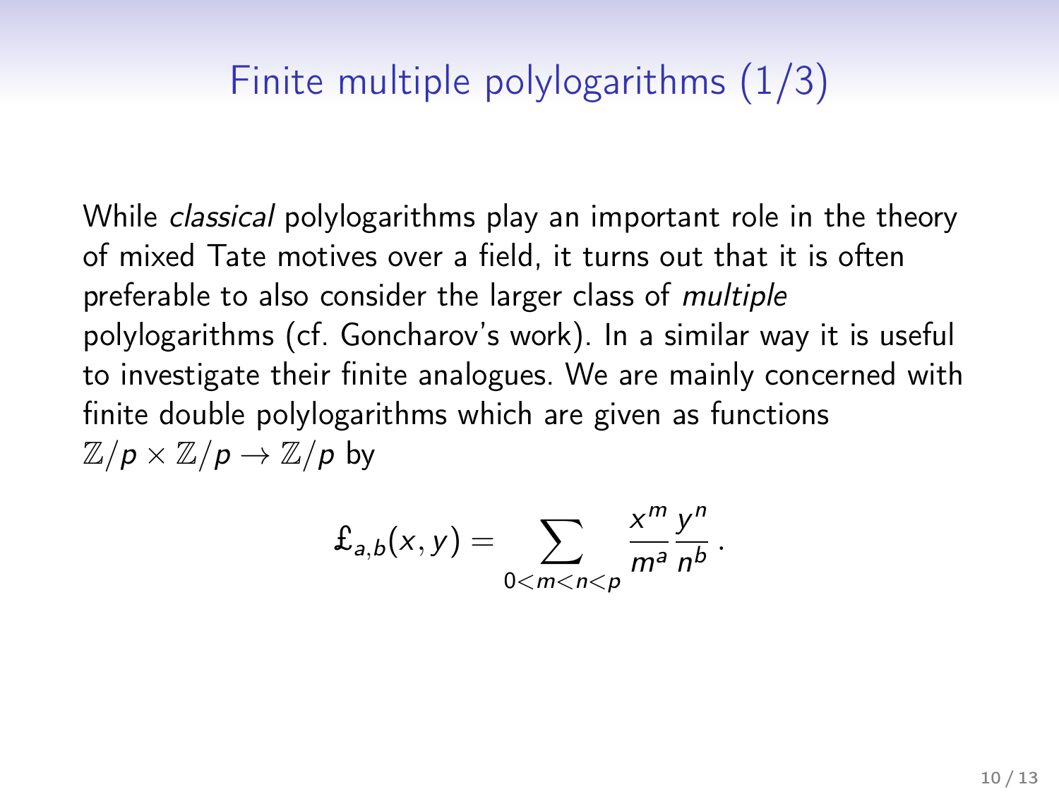# Finite multiple polylogarithms (1/3)

While *classical* polylogarithms play an important role in the theory of mixed Tate motives over a field, it turns out that it is often preferable to also consider the larger class of *multiple* polylogarithms (cf. Goncharov's work). In a similar way it is useful to investigate their finite analogues. We are mainly concerned with finite double polylogarithms which are given as functions $\mathbb{Z}/p \times \mathbb{Z}/p \to \mathbb{Z}/p$ by

$$\pounds_{a,b}(x,y) = \sum_{0<m<n<p} \frac{x^m}{m^a} \frac{y^n}{n^b} \,.$$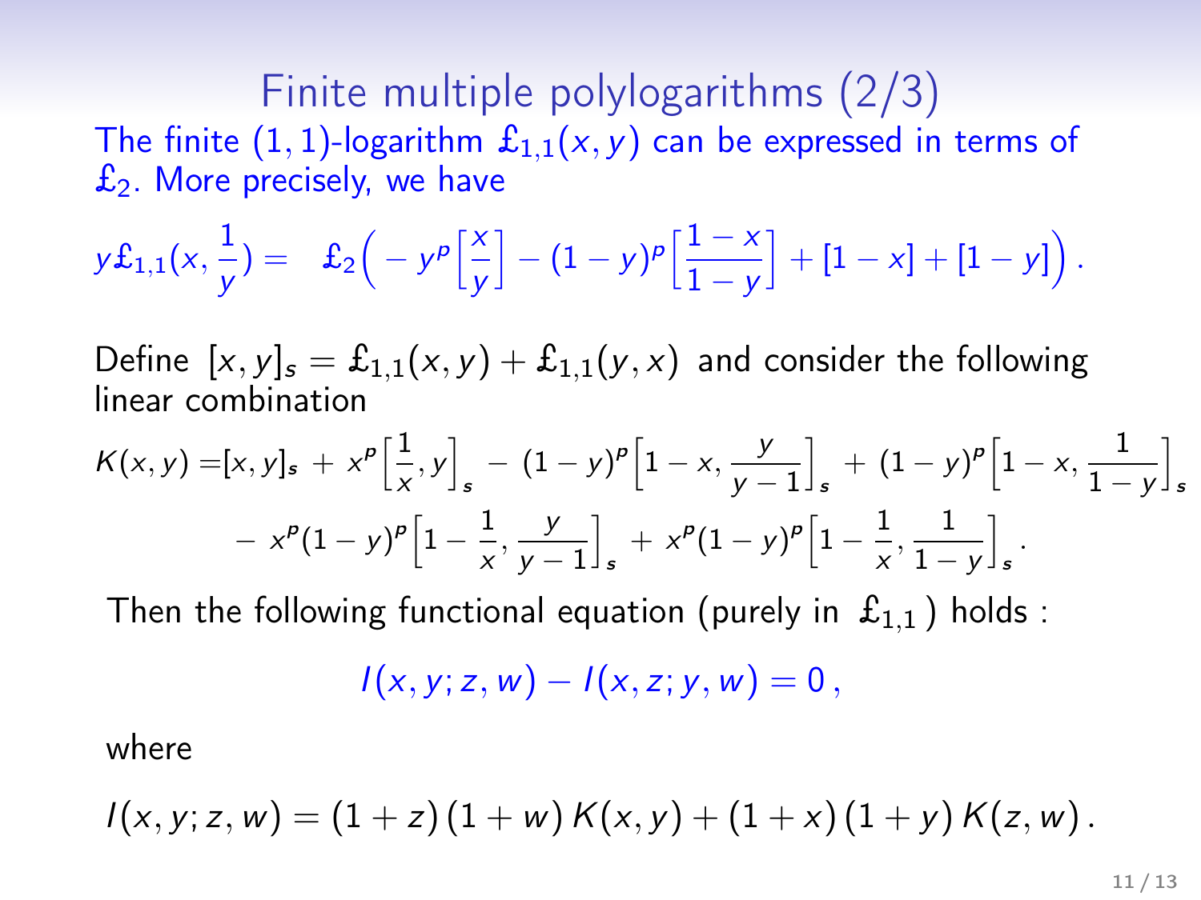## Finite multiple polylogarithms (2/3)

The finite $(1,1)$-logarithm $\pounds_{1,1}(x,y)$ can be expressed in terms of $\pounds_2$. More precisely, we have

$$y\pounds_{1,1}(x,\frac{1}{y}) = \pounds_2\Big(-y^p\Big[\frac{x}{y}\Big] - (1-y)^p\Big[\frac{1-x}{1-y}\Big] + [1-x] + [1-y]\Big).$$

Define $[x,y]_s = \pounds_{1,1}(x,y) + \pounds_{1,1}(y,x)$ and consider the following linear combination

$$\begin{aligned} K(x,y) = &[x,y]_s + x^p\Big[\frac{1}{x},y\Big]_s - (1-y)^p\Big[1-x,\frac{y}{y-1}\Big]_s + (1-y)^p\Big[1-x,\frac{1}{1-y}\Big]_s \\ &- x^p(1-y)^p\Big[1-\frac{1}{x},\frac{y}{y-1}\Big]_s + x^p(1-y)^p\Big[1-\frac{1}{x},\frac{1}{1-y}\Big]_s. \end{aligned}$$

Then the following functional equation (purely in $\pounds_{1,1}$) holds :

$$I(x,y;z,w) - I(x,z;y,w) = 0\,,$$

where

$$I(x,y;z,w) = (1+z)(1+w)\,K(x,y) + (1+x)(1+y)\,K(z,w)\,.$$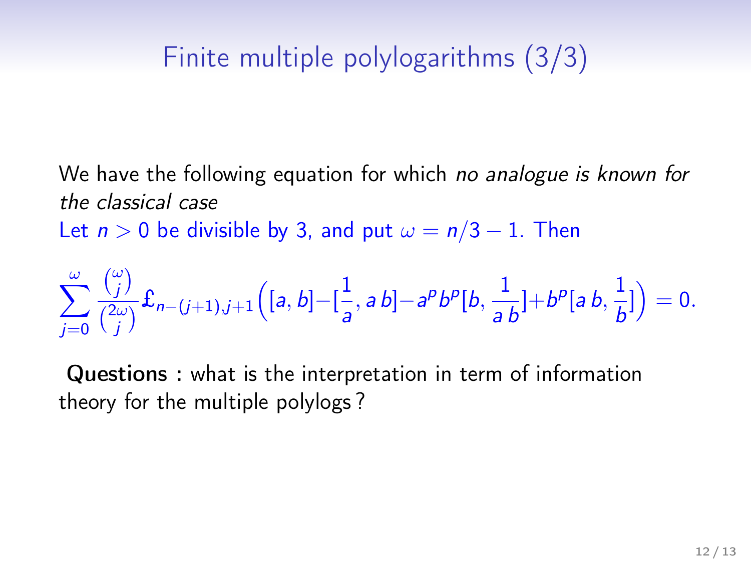# Finite multiple polylogarithms (3/3)

We have the following equation for which *no analogue is known for the classical case*

Let $n > 0$ be divisible by 3, and put $\omega = n/3 - 1$. Then

$$\sum_{j=0}^{\omega} \frac{\binom{\omega}{j}}{\binom{2\omega}{j}} \pounds_{n-(j+1),j+1}\Big([a,b]-[\frac{1}{a},a\,b]-a^p b^p[b,\frac{1}{a\,b}]+b^p[a\,b,\frac{1}{b}]\Big)=0.$$

**Questions :** what is the interpretation in term of information theory for the multiple polylogs ?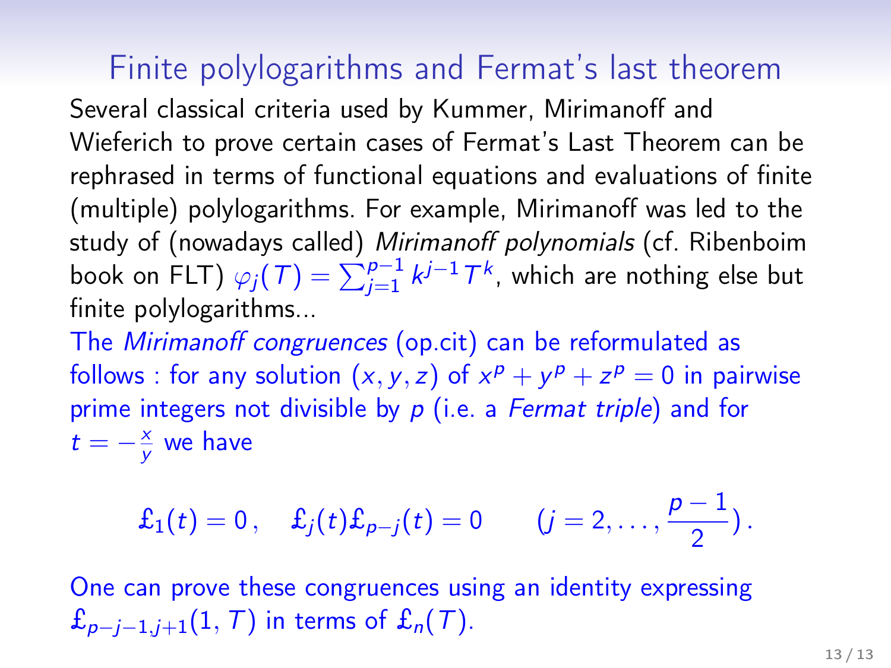# Finite polylogarithms and Fermat's last theorem

Several classical criteria used by Kummer, Mirimanoff and Wieferich to prove certain cases of Fermat's Last Theorem can be rephrased in terms of functional equations and evaluations of finite (multiple) polylogarithms. For example, Mirimanoff was led to the study of (nowadays called) *Mirimanoff polynomials* (cf. Ribenboim book on FLT) $\varphi_j(T) = \sum_{j=1}^{p-1} k^{j-1} T^k$, which are nothing else but finite polylogarithms...

The *Mirimanoff congruences* (op.cit) can be reformulated as follows : for any solution $(x, y, z)$ of $x^p + y^p + z^p = 0$ in pairwise prime integers not divisible by $p$ (i.e. a *Fermat triple*) and for $t = -\frac{x}{y}$ we have

$$\pounds_1(t) = 0\,, \quad \pounds_j(t)\pounds_{p-j}(t) = 0 \qquad (j = 2, \ldots, \frac{p-1}{2})\,.$$

One can prove these congruences using an identity expressing $\pounds_{p-j-1,j+1}(1, T)$ in terms of $\pounds_n(T)$.